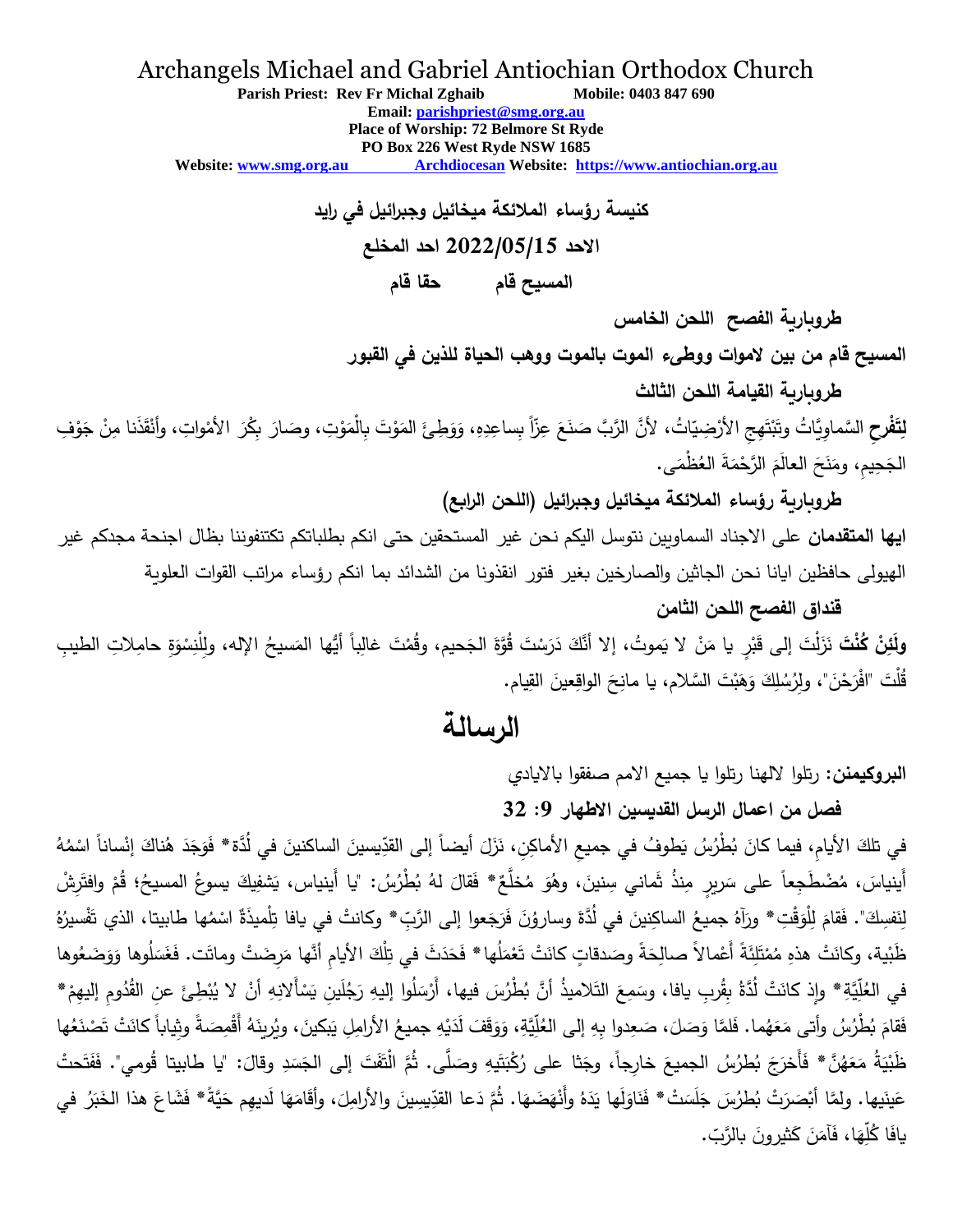# Archangels Michael and Gabriel Antiochian Orthodox Church

**Parish Priest: Rev Fr Michal Zghaib Mobile: 0403 847 690**
**Email: parishpriest@smg.org.au**
**Place of Worship: 72 Belmore St Ryde**
**PO Box 226 West Ryde NSW 1685**
**Website: www.smg.org.au Archdiocesan Website: https://www.antiochian.org.au**

**كنيسة رؤساء الملائكة ميخائيل وجبرائيل في رايد**

**الاحد 2022/05/15 احد المخلع**

**المسيح قام حقا قام**

**طروبارية الفصح اللحن الخامس**

**المسيح قام من بين لاموات ووطىء الموت بالموت ووهب الحياة للذين في القبور**

**طروبارية القيامة اللحن الثالث**

**لِتَفْرحِ** السَّماوِيَّاتُ وتَبْتَهِجِ الأرْضِيّاتُ، لأنَّ الرَّبَّ صَنَعَ عِزّاً بِساعِدِهِ، وَوَطِئَ المَوْتَ بِالْمَوْتِ، وصَارَ بِكْرَ الأمْواتِ، وأَنْقَذَنا مِنْ جَوْفِ الجَحِيمِ، ومَنَحَ العالَمَ الرَّحْمَةَ العُظْمَى.

**طروبارية رؤساء الملائكة ميخائيل وجبرائيل (اللحن الرابع)**

**ايها المتقدمان** على الاجناد السماويين نتوسل اليكم نحن غير المستحقين حتى انكم بطلباتكم تكتنفوننا بظال اجنحة مجدكم غير الهيولى حافظين ايانا نحن الجاثين والصارخين بغير فتور انقذونا من الشدائد بما انكم رؤساء مراتب القوات العلوية

**قنداق الفصح اللحن الثامن**

**ولَئِنْ كُنْتَ** نَزَلْتَ إلى قَبْرٍ يا مَنْ لا يَموتُ، إلا أَنَّكَ دَرَسْتَ قُوَّةَ الجَحيم، وقُمْتَ غالِباً أَيُّها المَسيحُ الإله، ولِلْنِسْوَةِ حامِلاتِ الطيبِ قُلْتَ "افْرَحْنَ"، ولِرُسُلِكَ وَهَبْتَ السَّلام، يا مانِحَ الواقِعينَ القِيام.

# الرسالة

**البروكيمنن:** رتلوا لالهنا رتلوا يا جميع الامم صفقوا بالايادي

**فصل من اعمال الرسل القديسين الاطهار 9: 32**

في تلكَ الأيامِ، فيما كانَ بُطْرُسُ يَطوفُ في جميعِ الأماكِنِ، نَزَلَ أيضاً إلى القدّيسينَ الساكنينَ في لُدَّة* فَوَجَدَ هُناكَ إنْساناً اسْمُهُ أَينياسَ، مُضْطَجِعاً على سَريرٍ مِنذُ ثَماني سِنينَ، وهُوَ مُخلَّعٌ* فَقالَ لهُ بُطْرُسُ: "يا أَينياس، يَشفيكَ يسوعُ المسيحُ؛ قُمْ وافتَرِشْ لِنَفسِكَ". فَقامَ لِلْوَقْتِ* ورَآهُ جميعُ الساكِنينَ في لُدَّةَ وسارونَ فَرَجَعوا إلى الرَّبِّ* وكانتْ في يافا تِلْميذَةٌ اسْمُها طابيتا، الذي تَفْسيرُهُ ظَبْيَة، وكانَتْ هذهِ مُمْتَلِئَةً أَعْمالاً صالِحَةً وصَدقاتٍ كانَتْ تَعْمَلُها* فَحَدَثَ في تِلْكَ الأيامِ أَنَّها مَرِضَتْ وماتَت. فَغَسَلُوها وَوَضَعُوها في العُلِّيَّةِ* وإذ كانَتْ لُدَّةُ بِقُربِ يافا، وسَمِعَ التَلاميذُ أنَّ بُطْرُسَ فيها، أَرْسَلُوا إليهِ رَجُلَينِ يَسْأَلانِهِ أَنْ لا يُبْطِئَ عنِ القُدُومِ إليهِمْ* فَقامَ بُطْرُسُ وأتى مَعَهُما. فَلمَّا وَصَلَ، صَعِدوا بِهِ إلى العُلِّيَّةِ، وَوَقَفَ لَدَيْهِ جميعُ الأرامِلِ يَبكينَ، ويُرِينَهُ أَقْمِصَةً وثِياباً كانَتْ تَصْنَعُها ظَبْيَةُ مَعَهُنَّ* فَأَخْرَجَ بُطرُسُ الجميعَ خارِجاً، وجَثا على رُكْبَتَيهِ وصَلَّى. ثُمَّ الْتَفَتَ إلى الجَسَدِ وقالَ: "يا طابيتا قُومي". فَفَتَحتْ عَينَيها. ولمَّا أَبْصَرَتْ بُطرُسَ جَلَسَتْ* فَناوَلَها يَدَهُ وأَنْهَضَها. ثُمَّ دَعا القدّيسِينَ والأرامِلَ، وأقَامَها لَديهِم حَيَّةً* فَشاعَ هذا الخَبَرُ في يافَا كُلِّهَا، فَآمَنَ كَثيرونَ بالرَّبّ.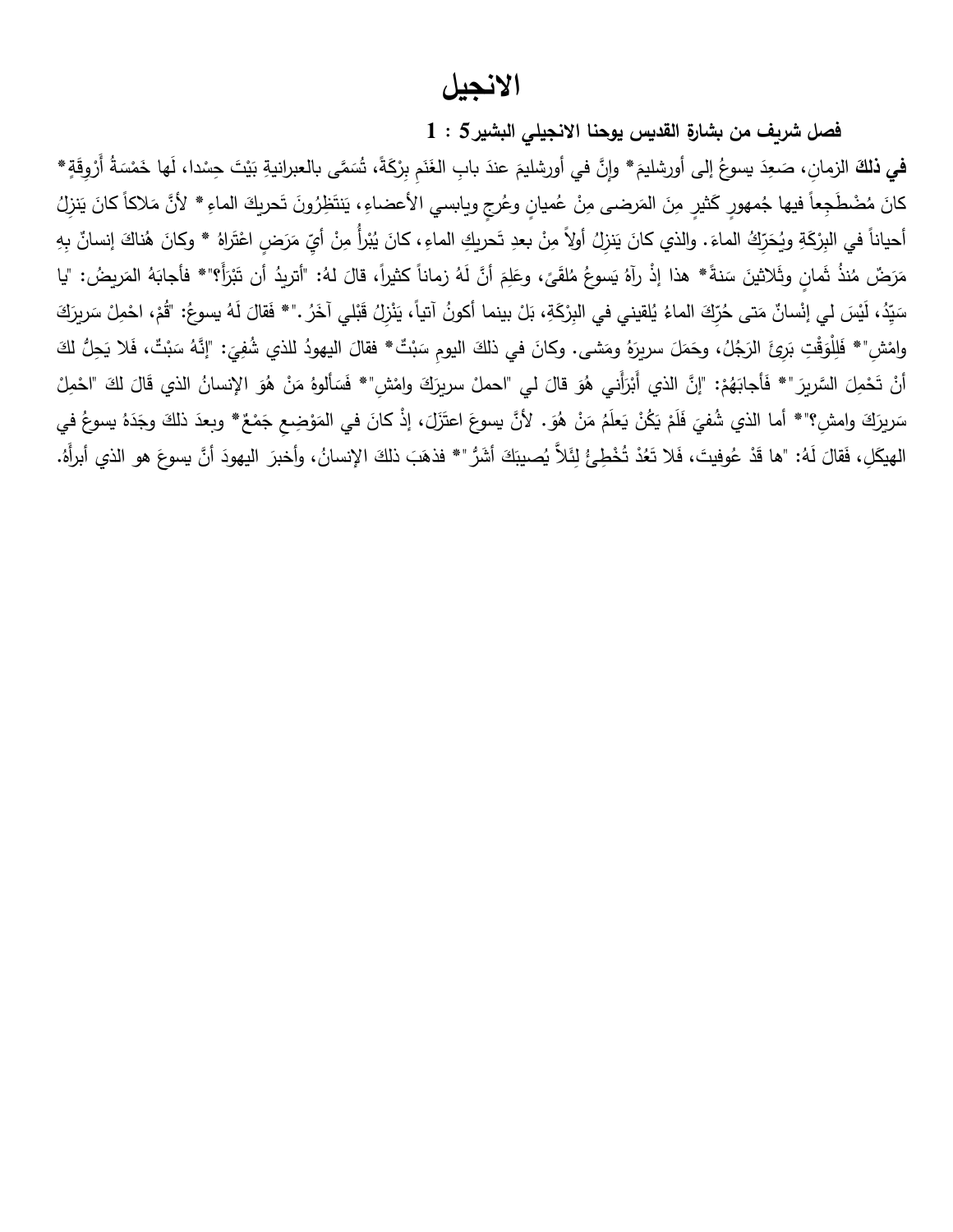# الانجيل

**فصل شريف من بشارة القديس يوحنا الانجيلي البشير5 : 1**

**في ذلكَ** الزمانِ، صَعِدَ يسوعُ إلى أورشليمَ* وإنَّ في أورشليمَ عندَ بابِ الغَنَمِ بِرْكَةً، تُسَمَّى بالعبرانيةِ بَيْتَ حِسْدا، لَها خَمْسَةُ أَرْوِقَةٍ* كانَ مُضْطَجِعاً فيها جُمهورٍ كَثيرٍ مِنَ المَرضى مِنْ عُميانٍ وعُرجٍ ويابسي الأعضاءِ، يَنتَظِرُونَ تَحريكَ الماءِ* لأنَّ مَلاكاً كانَ يَنزِلُ أحياناً في البِرْكَةِ ويُحَرِّكُ الماءَ. والذي كانَ يَنزِلُ أولاً مِنْ بعدِ تَحريكِ الماءِ، كانَ يُبرأُ مِنْ أيّ مَرَضٍ اعْتَراهُ * وكانَ هُناكَ إنسانٌ بِهِ مَرَضٌ مُنذُ ثَمانٍ وثَلاثينَ سَنةً* هذا إذْ رآهُ يَسوعُ مُلقىً، وعَلِمَ أنَّ لَهُ زماناً كثيراً، قالَ لهُ: "أتريدُ أن تَبْرَأَ؟"* فأجابَهُ المَريضُ: "يا سَيِّدُ، لَيْسَ لي إنْسانٌ مَتى حُرِّكَ الماءُ يُلقيني في البِرْكَةِ، بَلْ بينما أكونُ آتياً، يَنْزِلُ قَبْلي آخَرُ."* فَقالَ لَهُ يسوعُ: "قُمْ، احمِلْ سَريرَكَ وامْشِ"* فَلِلْوَقْتِ بَرِئَ الرَجُلُ، وحَمَلَ سريرَهُ ومَشى. وكانَ في ذلكَ اليومِ سَبْتٌ* فقالَ اليهودُ للذي شُفِيَ: "إنَّهُ سَبْتٌ، فَلا يَحِلُّ لكَ أنْ تَحْمِلَ السَّريرَ"* فَأجابَهُمْ: "إنَّ الذي أَبْرَأَني هُوَ قالَ لي "احملْ سريرَكَ وامْشِ"* فَسَألوهُ مَنْ هُوَ الإنسانُ الذي قالَ لكَ "احْمِلْ سَريرَكَ وامشِ؟"* أما الذي شُفيَ فَلَمْ يَكُنْ يَعلَمُ مَنْ هُوَ. لأنَّ يسوعَ اعتَزَلَ، إذْ كانَ في المَوْضِعِ جَمْعٌ* وبعدَ ذلكَ وجَدَهُ يسوعُ في الهيكَلِ، فَقالَ لَهُ: "ها قَدْ عُوفيتَ، فَلا تَعُدْ تُخْطِئُ لِئَلاَّ يُصيبَكَ أَشَرُّ"* فذهَبَ ذلكَ الإنسانُ، وأخبرَ اليهودَ أنَّ يسوعَ هو الذي أبرأَهُ.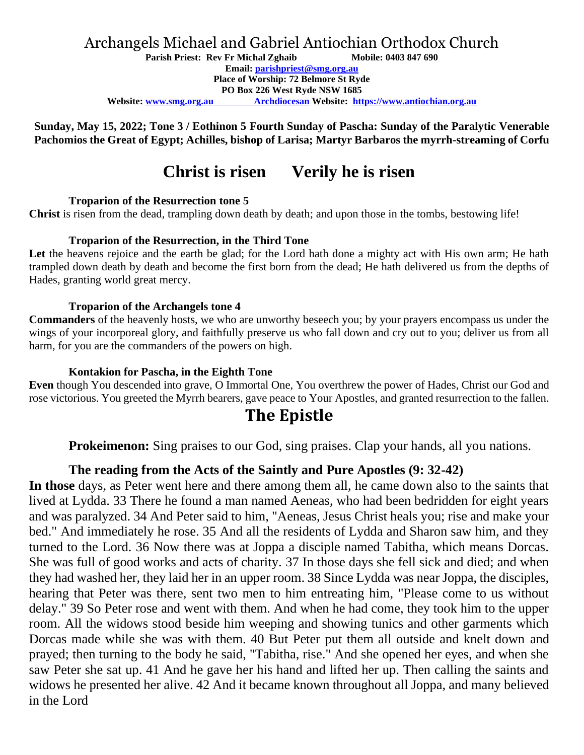# Archangels Michael and Gabriel Antiochian Orthodox Church

**Parish Priest: Rev Fr Michal Zghaib Mobile: 0403 847 690**
**Email: parishpriest@smg.org.au**
**Place of Worship: 72 Belmore St Ryde**
**PO Box 226 West Ryde NSW 1685**
**Website: www.smg.org.au Archdiocesan Website: https://www.antiochian.org.au**

**Sunday, May 15, 2022; Tone 3 / Eothinon 5 Fourth Sunday of Pascha: Sunday of the Paralytic Venerable Pachomios the Great of Egypt; Achilles, bishop of Larisa; Martyr Barbaros the myrrh-streaming of Corfu**

## Christ is risen Verily he is risen

### Troparion of the Resurrection tone 5

**Christ** is risen from the dead, trampling down death by death; and upon those in the tombs, bestowing life!

### Troparion of the Resurrection, in the Third Tone

**Let** the heavens rejoice and the earth be glad; for the Lord hath done a mighty act with His own arm; He hath trampled down death by death and become the first born from the dead; He hath delivered us from the depths of Hades, granting world great mercy.

### Troparion of the Archangels tone 4

**Commanders** of the heavenly hosts, we who are unworthy beseech you; by your prayers encompass us under the wings of your incorporeal glory, and faithfully preserve us who fall down and cry out to you; deliver us from all harm, for you are the commanders of the powers on high.

### Kontakion for Pascha, in the Eighth Tone

**Even** though You descended into grave, O Immortal One, You overthrew the power of Hades, Christ our God and rose victorious. You greeted the Myrrh bearers, gave peace to Your Apostles, and granted resurrection to the fallen.

## The Epistle

**Prokeimenon:** Sing praises to our God, sing praises. Clap your hands, all you nations.

### The reading from the Acts of the Saintly and Pure Apostles (9: 32-42)

**In those** days, as Peter went here and there among them all, he came down also to the saints that lived at Lydda. 33 There he found a man named Aeneas, who had been bedridden for eight years and was paralyzed. 34 And Peter said to him, "Aeneas, Jesus Christ heals you; rise and make your bed." And immediately he rose. 35 And all the residents of Lydda and Sharon saw him, and they turned to the Lord. 36 Now there was at Joppa a disciple named Tabitha, which means Dorcas. She was full of good works and acts of charity. 37 In those days she fell sick and died; and when they had washed her, they laid her in an upper room. 38 Since Lydda was near Joppa, the disciples, hearing that Peter was there, sent two men to him entreating him, "Please come to us without delay." 39 So Peter rose and went with them. And when he had come, they took him to the upper room. All the widows stood beside him weeping and showing tunics and other garments which Dorcas made while she was with them. 40 But Peter put them all outside and knelt down and prayed; then turning to the body he said, "Tabitha, rise." And she opened her eyes, and when she saw Peter she sat up. 41 And he gave her his hand and lifted her up. Then calling the saints and widows he presented her alive. 42 And it became known throughout all Joppa, and many believed in the Lord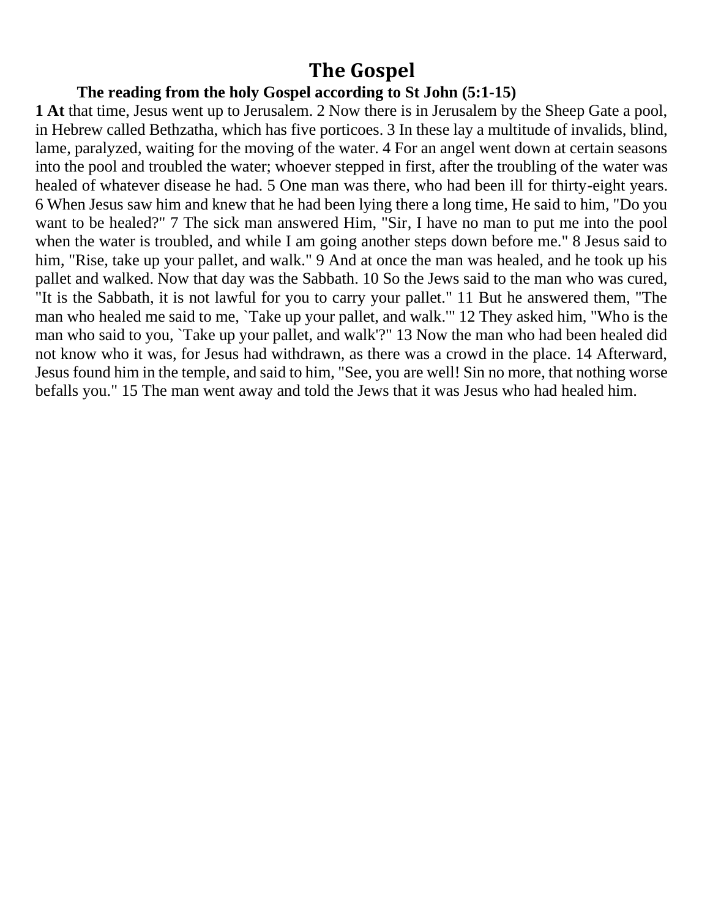# The Gospel

**The reading from the holy Gospel according to St John (5:1-15)**

**1 At** that time, Jesus went up to Jerusalem. 2 Now there is in Jerusalem by the Sheep Gate a pool, in Hebrew called Bethzatha, which has five porticoes. 3 In these lay a multitude of invalids, blind, lame, paralyzed, waiting for the moving of the water. 4 For an angel went down at certain seasons into the pool and troubled the water; whoever stepped in first, after the troubling of the water was healed of whatever disease he had. 5 One man was there, who had been ill for thirty-eight years. 6 When Jesus saw him and knew that he had been lying there a long time, He said to him, "Do you want to be healed?" 7 The sick man answered Him, "Sir, I have no man to put me into the pool when the water is troubled, and while I am going another steps down before me." 8 Jesus said to him, "Rise, take up your pallet, and walk." 9 And at once the man was healed, and he took up his pallet and walked. Now that day was the Sabbath. 10 So the Jews said to the man who was cured, "It is the Sabbath, it is not lawful for you to carry your pallet." 11 But he answered them, "The man who healed me said to me, `Take up your pallet, and walk.'" 12 They asked him, "Who is the man who said to you, `Take up your pallet, and walk'?" 13 Now the man who had been healed did not know who it was, for Jesus had withdrawn, as there was a crowd in the place. 14 Afterward, Jesus found him in the temple, and said to him, "See, you are well! Sin no more, that nothing worse befalls you." 15 The man went away and told the Jews that it was Jesus who had healed him.